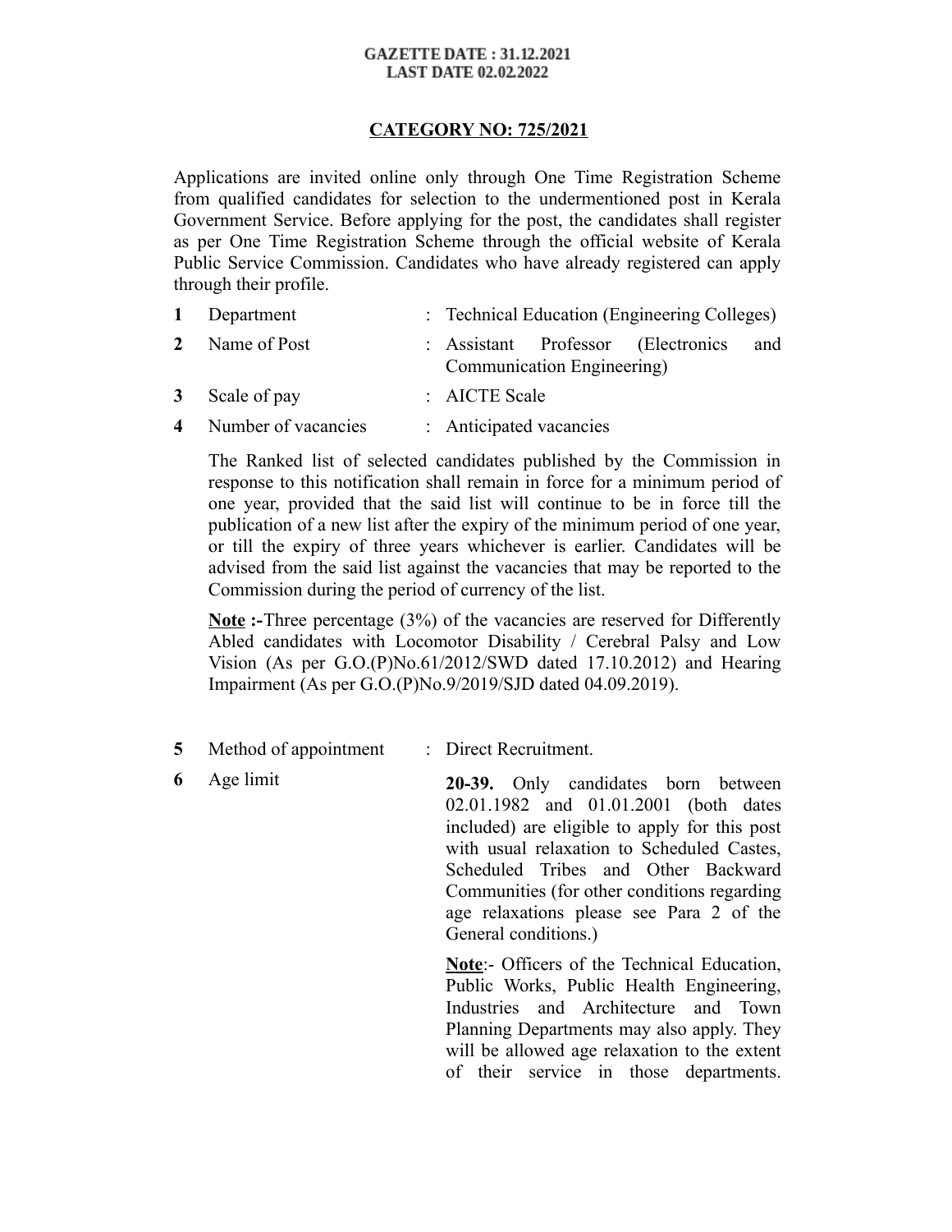**GAZETTE DATE : 31.12.2021**
**LAST DATE 02.02.2022**

## CATEGORY NO: 725/2021

Applications are invited online only through One Time Registration Scheme from qualified candidates for selection to the undermentioned post in Kerala Government Service. Before applying for the post, the candidates shall register as per One Time Registration Scheme through the official website of Kerala Public Service Commission. Candidates who have already registered can apply through their profile.

**1** Department : Technical Education (Engineering Colleges)

**2** Name of Post : Assistant Professor (Electronics and Communication Engineering)

**3** Scale of pay : AICTE Scale

**4** Number of vacancies : Anticipated vacancies

The Ranked list of selected candidates published by the Commission in response to this notification shall remain in force for a minimum period of one year, provided that the said list will continue to be in force till the publication of a new list after the expiry of the minimum period of one year, or till the expiry of three years whichever is earlier. Candidates will be advised from the said list against the vacancies that may be reported to the Commission during the period of currency of the list.

**Note :-**Three percentage (3%) of the vacancies are reserved for Differently Abled candidates with Locomotor Disability / Cerebral Palsy and Low Vision (As per G.O.(P)No.61/2012/SWD dated 17.10.2012) and Hearing Impairment (As per G.O.(P)No.9/2019/SJD dated 04.09.2019).

**5** Method of appointment : Direct Recruitment.

**6** Age limit : **20-39.** Only candidates born between 02.01.1982 and 01.01.2001 (both dates included) are eligible to apply for this post with usual relaxation to Scheduled Castes, Scheduled Tribes and Other Backward Communities (for other conditions regarding age relaxations please see Para 2 of the General conditions.)

**Note**:- Officers of the Technical Education, Public Works, Public Health Engineering, Industries and Architecture and Town Planning Departments may also apply. They will be allowed age relaxation to the extent of their service in those departments.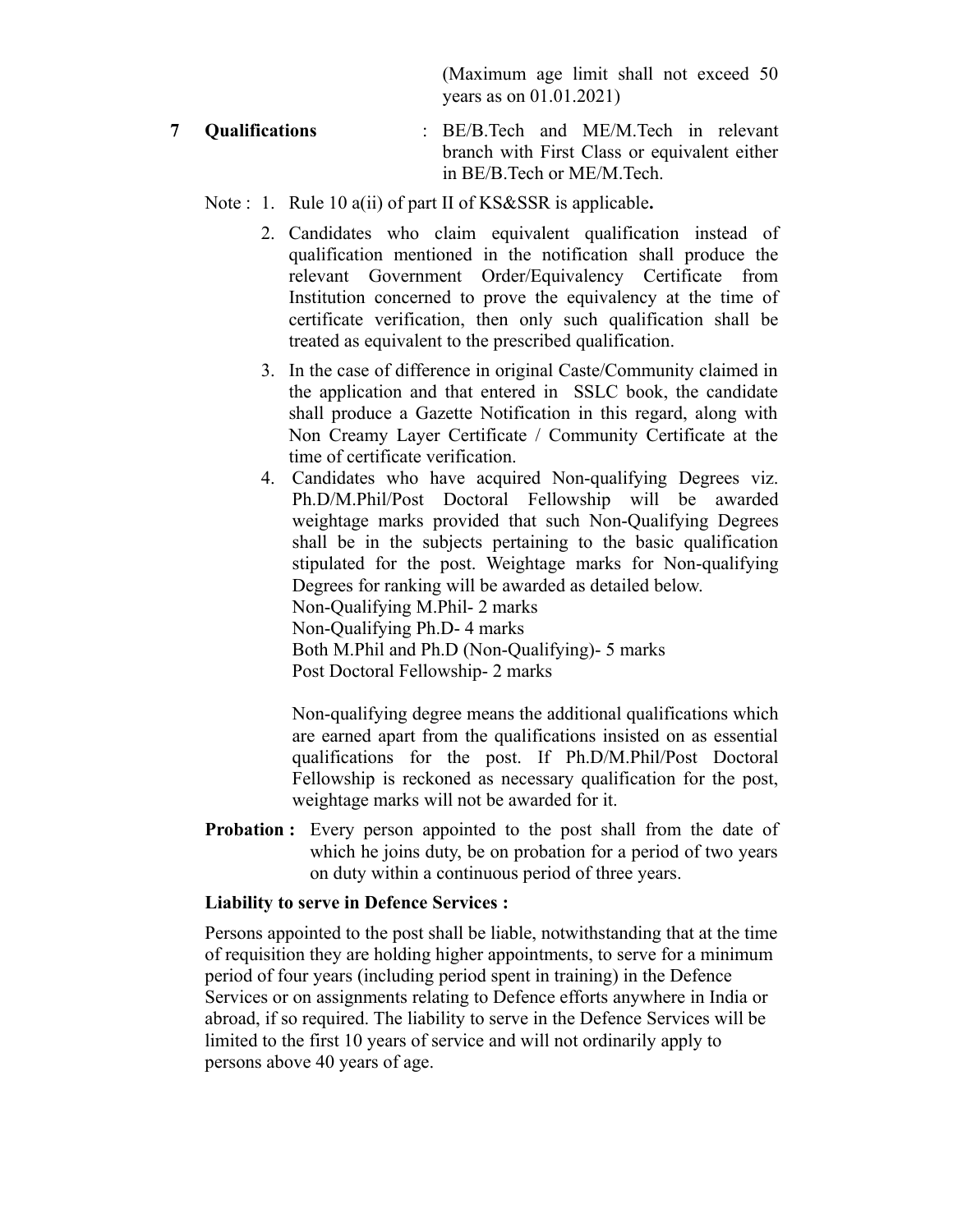(Maximum age limit shall not exceed 50 years as on 01.01.2021)

**7 Qualifications** : BE/B.Tech and ME/M.Tech in relevant branch with First Class or equivalent either in BE/B.Tech or ME/M.Tech.

Note :

1. Rule 10 a(ii) of part II of KS&SSR is applicable**.**
2. Candidates who claim equivalent qualification instead of qualification mentioned in the notification shall produce the relevant Government Order/Equivalency Certificate from Institution concerned to prove the equivalency at the time of certificate verification, then only such qualification shall be treated as equivalent to the prescribed qualification.
3. In the case of difference in original Caste/Community claimed in the application and that entered in SSLC book, the candidate shall produce a Gazette Notification in this regard, along with Non Creamy Layer Certificate / Community Certificate at the time of certificate verification.
4. Candidates who have acquired Non-qualifying Degrees viz. Ph.D/M.Phil/Post Doctoral Fellowship will be awarded weightage marks provided that such Non-Qualifying Degrees shall be in the subjects pertaining to the basic qualification stipulated for the post. Weightage marks for Non-qualifying Degrees for ranking will be awarded as detailed below.
   Non-Qualifying M.Phil- 2 marks
   Non-Qualifying Ph.D- 4 marks
   Both M.Phil and Ph.D (Non-Qualifying)- 5 marks
   Post Doctoral Fellowship- 2 marks

   Non-qualifying degree means the additional qualifications which are earned apart from the qualifications insisted on as essential qualifications for the post. If Ph.D/M.Phil/Post Doctoral Fellowship is reckoned as necessary qualification for the post, weightage marks will not be awarded for it.

**Probation :** Every person appointed to the post shall from the date of which he joins duty, be on probation for a period of two years on duty within a continuous period of three years.

**Liability to serve in Defence Services :**

Persons appointed to the post shall be liable, notwithstanding that at the time of requisition they are holding higher appointments, to serve for a minimum period of four years (including period spent in training) in the Defence Services or on assignments relating to Defence efforts anywhere in India or abroad, if so required. The liability to serve in the Defence Services will be limited to the first 10 years of service and will not ordinarily apply to persons above 40 years of age.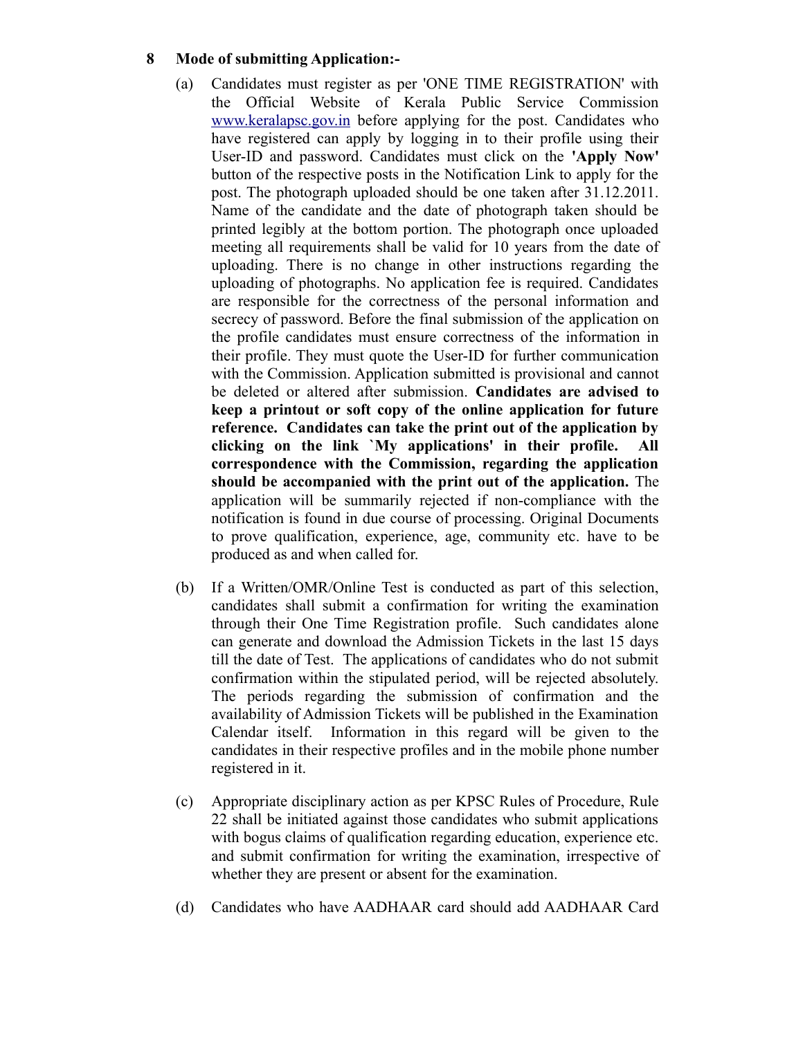**8 Mode of submitting Application:-**

(a) Candidates must register as per 'ONE TIME REGISTRATION' with the Official Website of Kerala Public Service Commission www.keralapsc.gov.in before applying for the post. Candidates who have registered can apply by logging in to their profile using their User-ID and password. Candidates must click on the **'Apply Now'** button of the respective posts in the Notification Link to apply for the post. The photograph uploaded should be one taken after 31.12.2011. Name of the candidate and the date of photograph taken should be printed legibly at the bottom portion. The photograph once uploaded meeting all requirements shall be valid for 10 years from the date of uploading. There is no change in other instructions regarding the uploading of photographs. No application fee is required. Candidates are responsible for the correctness of the personal information and secrecy of password. Before the final submission of the application on the profile candidates must ensure correctness of the information in their profile. They must quote the User-ID for further communication with the Commission. Application submitted is provisional and cannot be deleted or altered after submission. **Candidates are advised to keep a printout or soft copy of the online application for future reference. Candidates can take the print out of the application by clicking on the link `My applications' in their profile. All correspondence with the Commission, regarding the application should be accompanied with the print out of the application.** The application will be summarily rejected if non-compliance with the notification is found in due course of processing. Original Documents to prove qualification, experience, age, community etc. have to be produced as and when called for.

(b) If a Written/OMR/Online Test is conducted as part of this selection, candidates shall submit a confirmation for writing the examination through their One Time Registration profile. Such candidates alone can generate and download the Admission Tickets in the last 15 days till the date of Test. The applications of candidates who do not submit confirmation within the stipulated period, will be rejected absolutely. The periods regarding the submission of confirmation and the availability of Admission Tickets will be published in the Examination Calendar itself. Information in this regard will be given to the candidates in their respective profiles and in the mobile phone number registered in it.

(c) Appropriate disciplinary action as per KPSC Rules of Procedure, Rule 22 shall be initiated against those candidates who submit applications with bogus claims of qualification regarding education, experience etc. and submit confirmation for writing the examination, irrespective of whether they are present or absent for the examination.

(d) Candidates who have AADHAAR card should add AADHAAR Card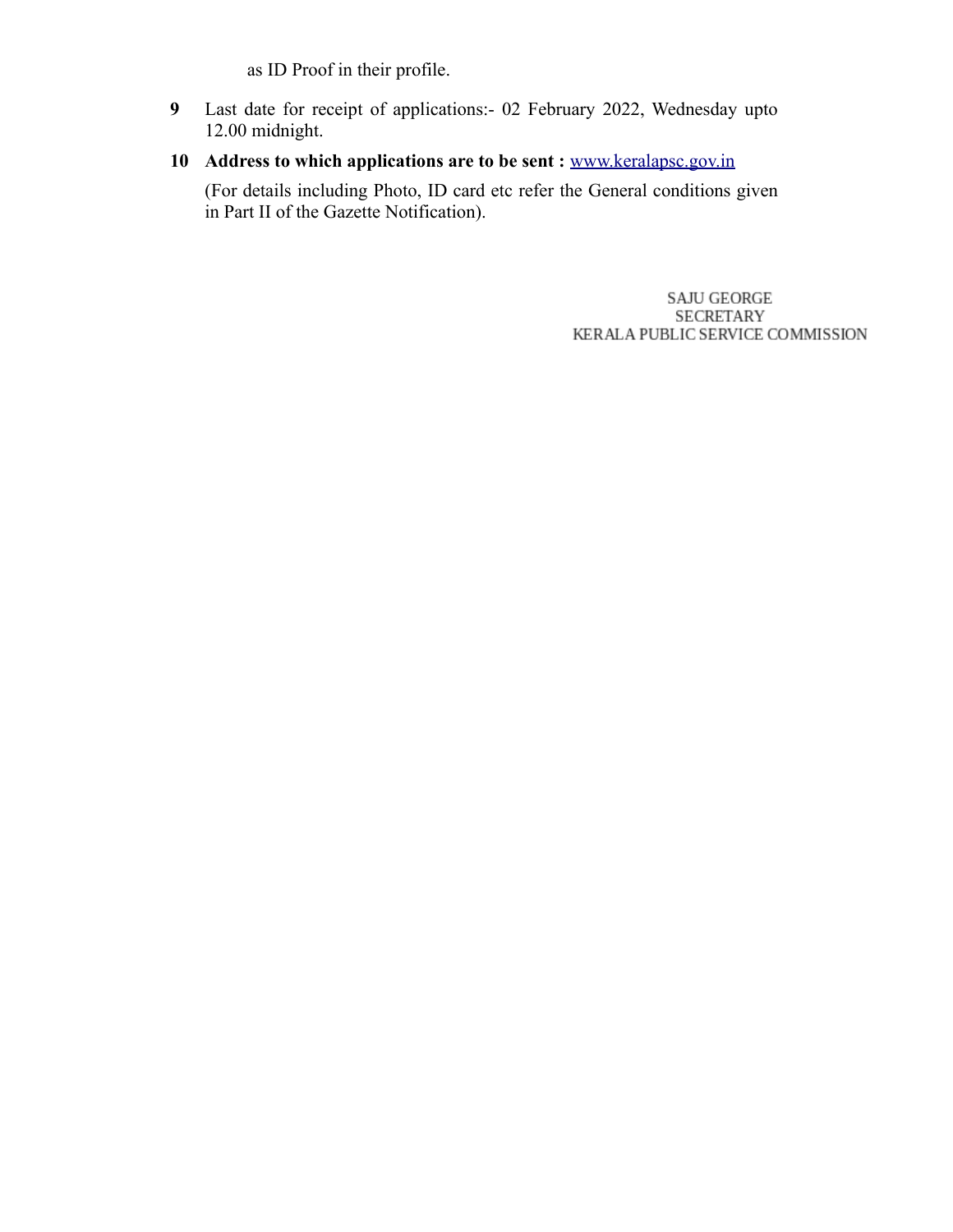as ID Proof in their profile.

**9** Last date for receipt of applications:- 02 February 2022, Wednesday upto 12.00 midnight.

**10 Address to which applications are to be sent :** www.keralapsc.gov.in

(For details including Photo, ID card etc refer the General conditions given in Part II of the Gazette Notification).

SAJU GEORGE
SECRETARY
KERALA PUBLIC SERVICE COMMISSION